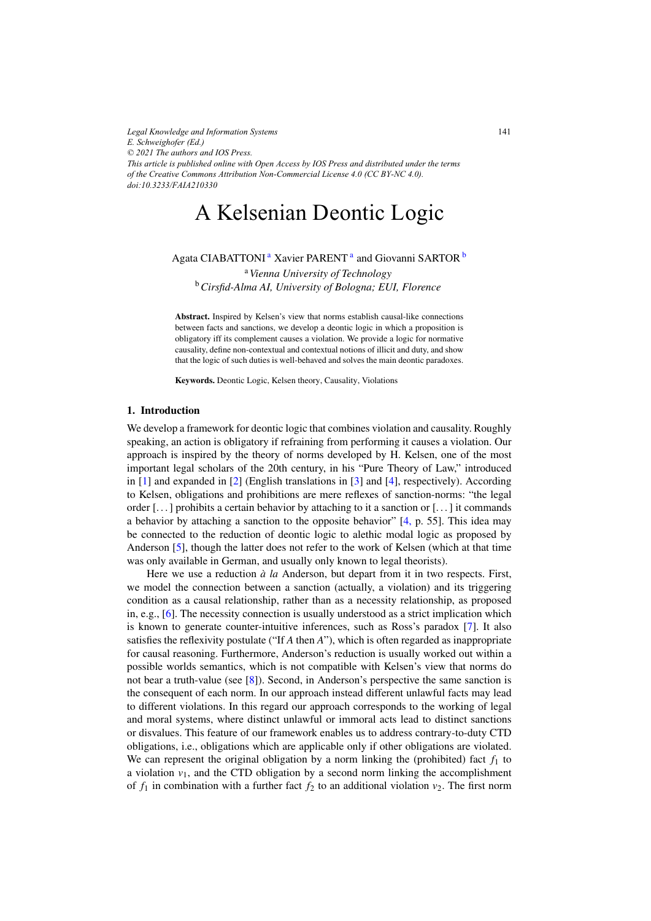# A Kelsenian Deontic Logic

Agata CIABATTONI [a] Xavier PARENT [a] and Giovanni SARTOR [b]

[a] *Vienna University of Technology*

[b] *Cirsfid-Alma AI, University of Bologna; EUI, Florence*

**Abstract.** Inspired by Kelsen's view that norms establish causal-like connections between facts and sanctions, we develop a deontic logic in which a proposition is obligatory iff its complement causes a violation. We provide a logic for normative causality, define non-contextual and contextual notions of illicit and duty, and show that the logic of such duties is well-behaved and solves the main deontic paradoxes.

**Keywords.** Deontic Logic, Kelsen theory, Causality, Violations

## 1. Introduction

We develop a framework for deontic logic that combines violation and causality. Roughly speaking, an action is obligatory if refraining from performing it causes a violation. Our approach is inspired by the theory of norms developed by H. Kelsen, one of the most important legal scholars of the 20th century, in his "Pure Theory of Law," introduced in [1] and expanded in [2] (English translations in [3] and [4], respectively). According to Kelsen, obligations and prohibitions are mere reflexes of sanction-norms: "the legal order [...] prohibits a certain behavior by attaching to it a sanction or [...] it commands a behavior by attaching a sanction to the opposite behavior" [4, p. 55]. This idea may be connected to the reduction of deontic logic to alethic modal logic as proposed by Anderson [5], though the latter does not refer to the work of Kelsen (which at that time was only available in German, and usually only known to legal theorists).

Here we use a reduction *à la* Anderson, but depart from it in two respects. First, we model the connection between a sanction (actually, a violation) and its triggering condition as a causal relationship, rather than as a necessity relationship, as proposed in, e.g., [6]. The necessity connection is usually understood as a strict implication which is known to generate counter-intuitive inferences, such as Ross's paradox [7]. It also satisfies the reflexivity postulate ("If *A* then *A*"), which is often regarded as inappropriate for causal reasoning. Furthermore, Anderson's reduction is usually worked out within a possible worlds semantics, which is not compatible with Kelsen's view that norms do not bear a truth-value (see [8]). Second, in Anderson's perspective the same sanction is the consequent of each norm. In our approach instead different unlawful facts may lead to different violations. In this regard our approach corresponds to the working of legal and moral systems, where distinct unlawful or immoral acts lead to distinct sanctions or disvalues. This feature of our framework enables us to address contrary-to-duty CTD obligations, i.e., obligations which are applicable only if other obligations are violated. We can represent the original obligation by a norm linking the (prohibited) fact $f_1$ to a violation $v_1$, and the CTD obligation by a second norm linking the accomplishment of $f_1$ in combination with a further fact $f_2$ to an additional violation $v_2$. The first norm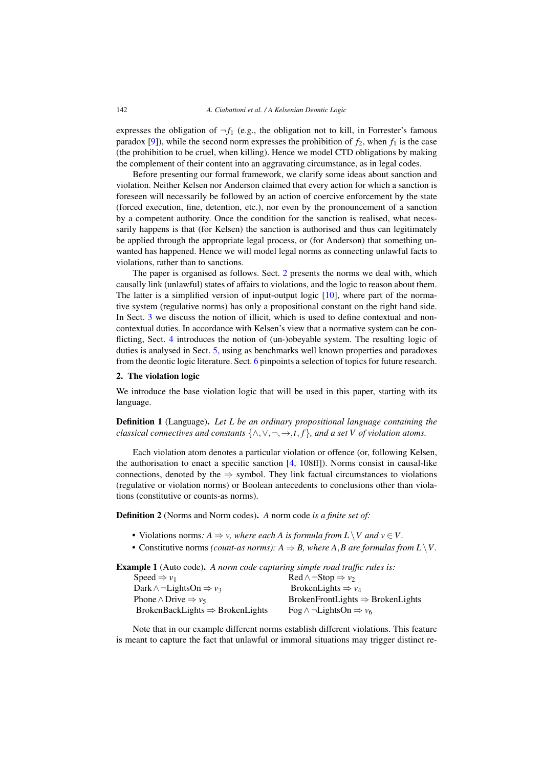expresses the obligation of $\neg f_1$ (e.g., the obligation not to kill, in Forrester's famous paradox [9]), while the second norm expresses the prohibition of $f_2$, when $f_1$ is the case (the prohibition to be cruel, when killing). Hence we model CTD obligations by making the complement of their content into an aggravating circumstance, as in legal codes.

Before presenting our formal framework, we clarify some ideas about sanction and violation. Neither Kelsen nor Anderson claimed that every action for which a sanction is foreseen will necessarily be followed by an action of coercive enforcement by the state (forced execution, fine, detention, etc.), nor even by the pronouncement of a sanction by a competent authority. Once the condition for the sanction is realised, what necessarily happens is that (for Kelsen) the sanction is authorised and thus can legitimately be applied through the appropriate legal process, or (for Anderson) that something unwanted has happened. Hence we will model legal norms as connecting unlawful facts to violations, rather than to sanctions.

The paper is organised as follows. Sect. 2 presents the norms we deal with, which causally link (unlawful) states of affairs to violations, and the logic to reason about them. The latter is a simplified version of input-output logic [10], where part of the normative system (regulative norms) has only a propositional constant on the right hand side. In Sect. 3 we discuss the notion of illicit, which is used to define contextual and noncontextual duties. In accordance with Kelsen's view that a normative system can be conflicting, Sect. 4 introduces the notion of (un-)obeyable system. The resulting logic of duties is analysed in Sect. 5, using as benchmarks well known properties and paradoxes from the deontic logic literature. Sect. 6 pinpoints a selection of topics for future research.

## 2. The violation logic

We introduce the base violation logic that will be used in this paper, starting with its language.

**Definition 1** (Language)**.** *Let $L$ be an ordinary propositional language containing the classical connectives and constants $\{\wedge, \vee, \neg, \rightarrow, t, f\}$, and a set $V$ of violation atoms.*

Each violation atom denotes a particular violation or offence (or, following Kelsen, the authorisation to enact a specific sanction [4, 108ff]). Norms consist in causal-like connections, denoted by the $\Rightarrow$ symbol. They link factual circumstances to violations (regulative or violation norms) or Boolean antecedents to conclusions other than violations (constitutive or counts-as norms).

**Definition 2** (Norms and Norm codes)**.** *A* norm code *is a finite set of:*

- Violations norms*: $A \Rightarrow v$, where each $A$ is formula from $L \setminus V$ and $v \in V$.*
- Constitutive norms *(count-as norms): $A \Rightarrow B$, where $A, B$ are formulas from $L \setminus V$.*

**Example 1** (Auto code)**.** *A norm code capturing simple road traffic rules is:*

| | |
|---|---|
| Speed $\Rightarrow v_1$ | Red $\wedge \neg$Stop $\Rightarrow v_2$ |
| Dark $\wedge \neg$LightsOn $\Rightarrow v_3$ | BrokenLights $\Rightarrow v_4$ |
| Phone $\wedge$ Drive $\Rightarrow v_5$ | BrokenFrontLights $\Rightarrow$ BrokenLights |
| BrokenBackLights $\Rightarrow$ BrokenLights | Fog $\wedge \neg$LightsOn $\Rightarrow v_6$ |

Note that in our example different norms establish different violations. This feature is meant to capture the fact that unlawful or immoral situations may trigger distinct re-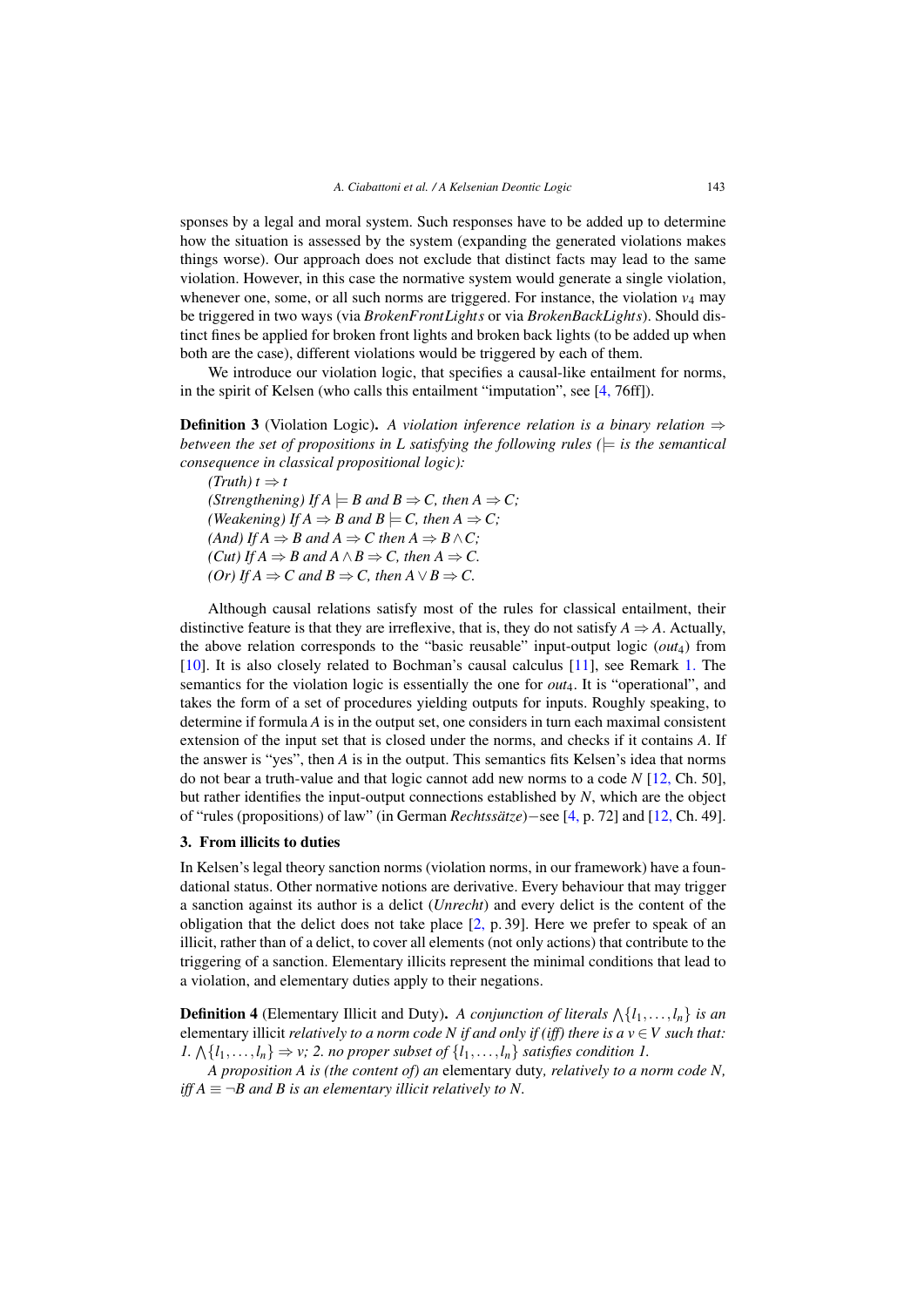sponses by a legal and moral system. Such responses have to be added up to determine how the situation is assessed by the system (expanding the generated violations makes things worse). Our approach does not exclude that distinct facts may lead to the same violation. However, in this case the normative system would generate a single violation, whenever one, some, or all such norms are triggered. For instance, the violation $v_4$ may be triggered in two ways (via *BrokenFrontLights* or via *BrokenBackLights*). Should distinct fines be applied for broken front lights and broken back lights (to be added up when both are the case), different violations would be triggered by each of them.

We introduce our violation logic, that specifies a causal-like entailment for norms, in the spirit of Kelsen (who calls this entailment "imputation", see [4, 76ff]).

**Definition 3** (Violation Logic). *A violation inference relation is a binary relation $\Rightarrow$ between the set of propositions in $L$ satisfying the following rules ($\models$ is the semantical consequence in classical propositional logic):*

*(Truth)* $t \Rightarrow t$
*(Strengthening) If* $A \models B$ *and* $B \Rightarrow C$*, then* $A \Rightarrow C$*;*
*(Weakening) If* $A \Rightarrow B$ *and* $B \models C$*, then* $A \Rightarrow C$*;*
*(And) If* $A \Rightarrow B$ *and* $A \Rightarrow C$ *then* $A \Rightarrow B \wedge C$*;*
*(Cut) If* $A \Rightarrow B$ *and* $A \wedge B \Rightarrow C$*, then* $A \Rightarrow C$*.*
*(Or) If* $A \Rightarrow C$ *and* $B \Rightarrow C$*, then* $A \vee B \Rightarrow C$*.*

Although causal relations satisfy most of the rules for classical entailment, their distinctive feature is that they are irreflexive, that is, they do not satisfy $A \Rightarrow A$. Actually, the above relation corresponds to the "basic reusable" input-output logic ($out_4$) from [10]. It is also closely related to Bochman's causal calculus [11], see Remark 1. The semantics for the violation logic is essentially the one for $out_4$. It is "operational", and takes the form of a set of procedures yielding outputs for inputs. Roughly speaking, to determine if formula $A$ is in the output set, one considers in turn each maximal consistent extension of the input set that is closed under the norms, and checks if it contains $A$. If the answer is "yes", then $A$ is in the output. This semantics fits Kelsen's idea that norms do not bear a truth-value and that logic cannot add new norms to a code $N$ [12, Ch. 50], but rather identifies the input-output connections established by $N$, which are the object of "rules (propositions) of law" (in German *Rechtssätze*)−see [4, p. 72] and [12, Ch. 49].

## 3. From illicits to duties

In Kelsen's legal theory sanction norms (violation norms, in our framework) have a foundational status. Other normative notions are derivative. Every behaviour that may trigger a sanction against its author is a delict (*Unrecht*) and every delict is the content of the obligation that the delict does not take place [2, p. 39]. Here we prefer to speak of an illicit, rather than of a delict, to cover all elements (not only actions) that contribute to the triggering of a sanction. Elementary illicits represent the minimal conditions that lead to a violation, and elementary duties apply to their negations.

**Definition 4** (Elementary Illicit and Duty). *A conjunction of literals $\bigwedge\{l_1,\dots,l_n\}$ is an* elementary illicit *relatively to a norm code $N$ if and only if (iff) there is a $v \in V$ such that: 1. $\bigwedge\{l_1,\dots,l_n\} \Rightarrow v$; 2. no proper subset of $\{l_1,\dots,l_n\}$ satisfies condition 1.*

*A proposition $A$ is (the content of) an* elementary duty*, relatively to a norm code $N$, iff $A \equiv \neg B$ and $B$ is an elementary illicit relatively to $N$.*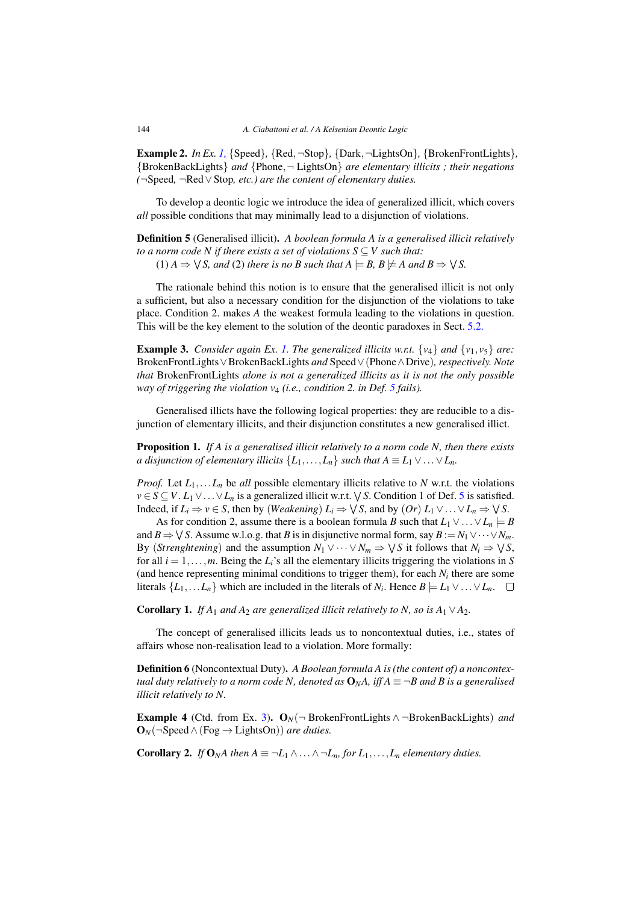**Example 2.** *In Ex. 1,* {Speed}*,* {Red, ¬Stop}*,* {Dark, ¬LightsOn}*,* {BrokenFrontLights}*,* {BrokenBackLights} *and* {Phone, ¬ LightsOn} *are elementary illicits ; their negations (*¬Speed*,* ¬Red ∨ Stop*, etc.) are the content of elementary duties.*

To develop a deontic logic we introduce the idea of generalized illicit, which covers *all* possible conditions that may minimally lead to a disjunction of violations.

**Definition 5** (Generalised illicit)**.** *A boolean formula $A$ is a generalised illicit relatively to a norm code $N$ if there exists a set of violations $S \subseteq V$ such that:*
(1) $A \Rightarrow \bigvee S$*, and* (2) *there is no $B$ such that $A \models B$, $B \not\models A$ and $B \Rightarrow \bigvee S$.*

The rationale behind this notion is to ensure that the generalised illicit is not only a sufficient, but also a necessary condition for the disjunction of the violations to take place. Condition 2. makes $A$ the weakest formula leading to the violations in question. This will be the key element to the solution of the deontic paradoxes in Sect. 5.2.

**Example 3.** *Consider again Ex. 1. The generalized illicits w.r.t. $\{v_4\}$ and $\{v_1, v_5\}$ are:* BrokenFrontLights ∨ BrokenBackLights *and* Speed ∨ (Phone ∧ Drive)*, respectively. Note that* BrokenFrontLights *alone is not a generalized illicit as it is not the only possible way of triggering the violation $v_4$ (i.e., condition 2. in Def. 5 fails).*

Generalised illicits have the following logical properties: they are reducible to a disjunction of elementary illicits, and their disjunction constitutes a new generalised illicit.

**Proposition 1.** *If $A$ is a generalised illicit relatively to a norm code $N$, then there exists a disjunction of elementary illicits $\{L_1, \ldots, L_n\}$ such that $A \equiv L_1 \vee \ldots \vee L_n$.*

*Proof.* Let $L_1, \ldots L_n$ be *all* possible elementary illicits relative to $N$ w.r.t. the violations $v \in S \subseteq V$. $L_1 \vee \ldots \vee L_n$ is a generalized illicit w.r.t. $\bigvee S$. Condition 1 of Def. 5 is satisfied. Indeed, if $L_i \Rightarrow v \in S$, then by (*Weakening*) $L_i \Rightarrow \bigvee S$, and by (*Or*) $L_1 \vee \ldots \vee L_n \Rightarrow \bigvee S$.

As for condition 2, assume there is a boolean formula $B$ such that $L_1 \vee \ldots \vee L_n \models B$ and $B \Rightarrow \bigvee S$. Assume w.l.o.g. that $B$ is in disjunctive normal form, say $B := N_1 \vee \cdots \vee N_m$. By (*Strenghtening*) and the assumption $N_1 \vee \cdots \vee N_m \Rightarrow \bigvee S$ it follows that $N_i \Rightarrow \bigvee S$, for all $i = 1, \ldots, m$. Being the $L_i$'s all the elementary illicits triggering the violations in $S$ (and hence representing minimal conditions to trigger them), for each $N_i$ there are some literals $\{L_1, \ldots L_n\}$ which are included in the literals of $N_i$. Hence $B \models L_1 \vee \ldots \vee L_n$. □

**Corollary 1.** *If $A_1$ and $A_2$ are generalized illicit relatively to $N$, so is $A_1 \vee A_2$.*

The concept of generalised illicits leads us to noncontextual duties, i.e., states of affairs whose non-realisation lead to a violation. More formally:

**Definition 6** (Noncontextual Duty)**.** *A Boolean formula $A$ is (the content of) a noncontextual duty relatively to a norm code $N$, denoted as $\mathbf{O}_N A$, iff $A \equiv \neg B$ and $B$ is a generalised illicit relatively to $N$.*

**Example 4** (Ctd. from Ex. 3)**.** $\mathbf{O}_N$(¬ BrokenFrontLights ∧ ¬BrokenBackLights) *and* $\mathbf{O}_N$(¬Speed ∧ (Fog → LightsOn)) *are duties.*

**Corollary 2.** *If $\mathbf{O}_N A$ then $A \equiv \neg L_1 \wedge \ldots \wedge \neg L_n$, for $L_1, \ldots, L_n$ elementary duties.*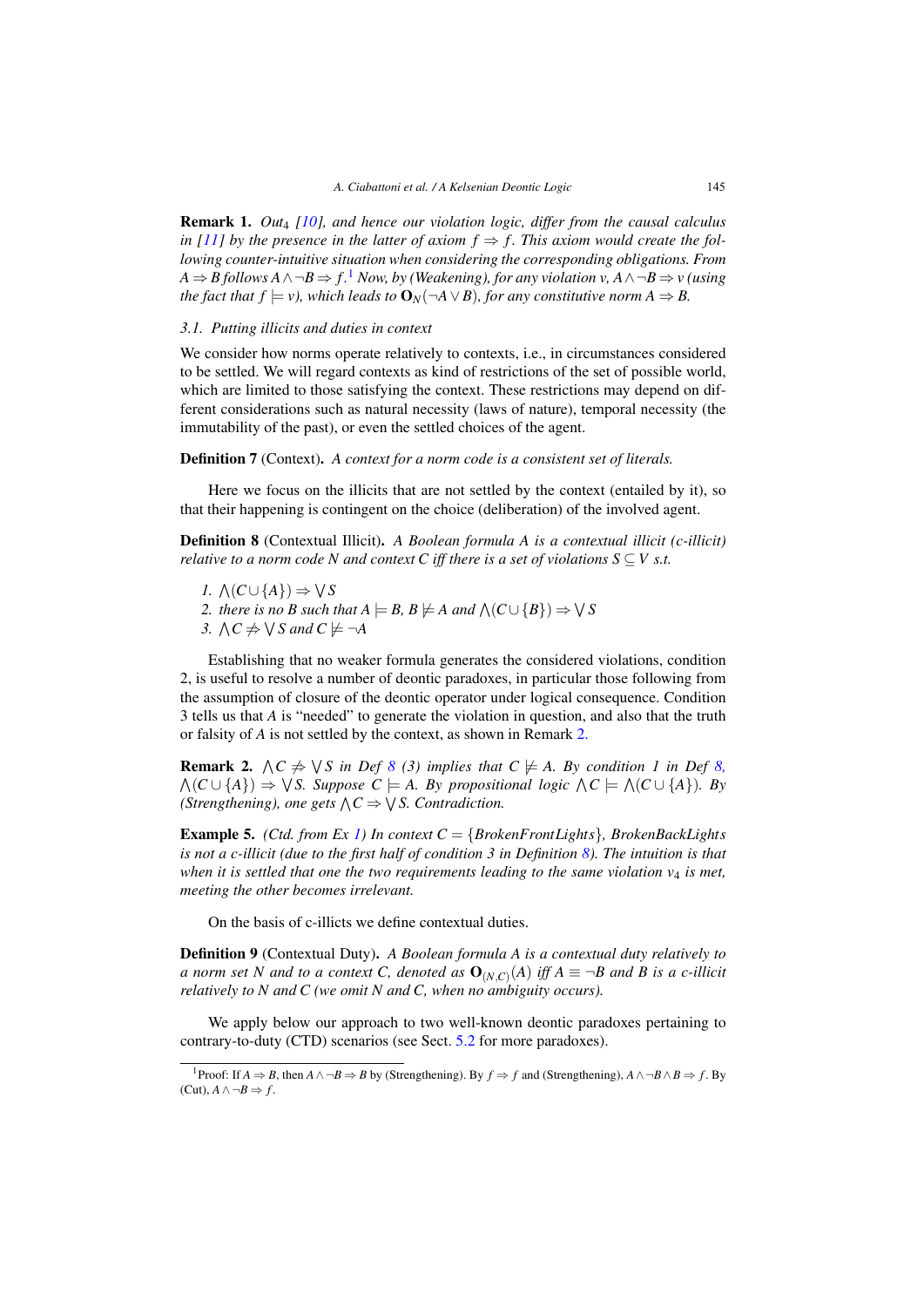**Remark 1.** *$Out_4$ [10], and hence our violation logic, differ from the causal calculus in [11] by the presence in the latter of axiom $f \Rightarrow f$. This axiom would create the following counter-intuitive situation when considering the corresponding obligations. From $A \Rightarrow B$ follows $A \wedge \neg B \Rightarrow f$.*[1] *Now, by (Weakening), for any violation $v$, $A \wedge \neg B \Rightarrow v$ (using the fact that $f \models v$), which leads to $\mathbf{O}_N(\neg A \vee B)$, for any constitutive norm $A \Rightarrow B$.*

### 3.1. Putting illicits and duties in context

We consider how norms operate relatively to contexts, i.e., in circumstances considered to be settled. We will regard contexts as kind of restrictions of the set of possible world, which are limited to those satisfying the context. These restrictions may depend on different considerations such as natural necessity (laws of nature), temporal necessity (the immutability of the past), or even the settled choices of the agent.

**Definition 7** (Context). *A context for a norm code is a consistent set of literals.*

Here we focus on the illicits that are not settled by the context (entailed by it), so that their happening is contingent on the choice (deliberation) of the involved agent.

**Definition 8** (Contextual Illicit). *A Boolean formula $A$ is a contextual illicit (c-illicit) relative to a norm code $N$ and context $C$ iff there is a set of violations $S \subseteq V$ s.t.*

1. *$\bigwedge(C \cup \{A\}) \Rightarrow \bigvee S$*
2. *there is no $B$ such that $A \models B$, $B \not\models A$ and $\bigwedge(C \cup \{B\}) \Rightarrow \bigvee S$*
3. *$\bigwedge C \not\Rightarrow \bigvee S$ and $C \not\models \neg A$*

Establishing that no weaker formula generates the considered violations, condition 2, is useful to resolve a number of deontic paradoxes, in particular those following from the assumption of closure of the deontic operator under logical consequence. Condition 3 tells us that $A$ is "needed" to generate the violation in question, and also that the truth or falsity of $A$ is not settled by the context, as shown in Remark 2.

**Remark 2.** *$\bigwedge C \not\Rightarrow \bigvee S$ in Def 8 (3) implies that $C \not\models A$. By condition 1 in Def 8, $\bigwedge(C \cup \{A\}) \Rightarrow \bigvee S$. Suppose $C \models A$. By propositional logic $\bigwedge C \models \bigwedge(C \cup \{A\})$. By (Strengthening), one gets $\bigwedge C \Rightarrow \bigvee S$. Contradiction.*

**Example 5.** *(Ctd. from Ex 1) In context $C = \{BrokenFrontLights\}$, $BrokenBackLights$ is not a c-illicit (due to the first half of condition 3 in Definition 8). The intuition is that when it is settled that one the two requirements leading to the same violation $v_4$ is met, meeting the other becomes irrelevant.*

On the basis of c-illicts we define contextual duties.

**Definition 9** (Contextual Duty). *A Boolean formula $A$ is a contextual duty relatively to a norm set $N$ and to a context $C$, denoted as $\mathbf{O}_{(N,C)}(A)$ iff $A \equiv \neg B$ and $B$ is a c-illicit relatively to $N$ and $C$ (we omit $N$ and $C$, when no ambiguity occurs).*

We apply below our approach to two well-known deontic paradoxes pertaining to contrary-to-duty (CTD) scenarios (see Sect. 5.2 for more paradoxes).

---

[1] Proof: If $A \Rightarrow B$, then $A \wedge \neg B \Rightarrow B$ by (Strengthening). By $f \Rightarrow f$ and (Strengthening), $A \wedge \neg B \wedge B \Rightarrow f$. By (Cut), $A \wedge \neg B \Rightarrow f$.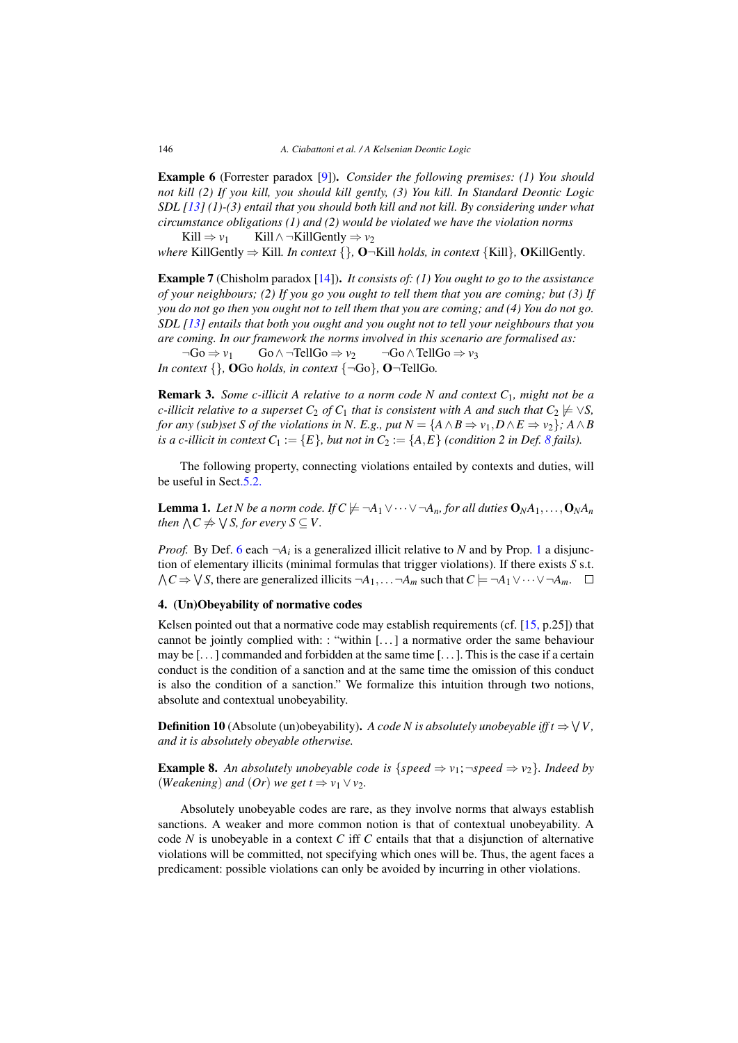**Example 6** (Forrester paradox [9]). *Consider the following premises: (1) You should not kill (2) If you kill, you should kill gently, (3) You kill. In Standard Deontic Logic SDL [13] (1)-(3) entail that you should both kill and not kill. By considering under what circumstance obligations (1) and (2) would be violated we have the violation norms*

$$\text{Kill} \Rightarrow v_1 \qquad \text{Kill} \wedge \neg\text{KillGently} \Rightarrow v_2$$

*where* KillGently $\Rightarrow$ Kill. *In context* $\{\}$, $\mathbf{O}\neg$Kill *holds, in context* $\{$Kill$\}$, $\mathbf{O}$KillGently.

**Example 7** (Chisholm paradox [14]). *It consists of: (1) You ought to go to the assistance of your neighbours; (2) If you go you ought to tell them that you are coming; but (3) If you do not go then you ought not to tell them that you are coming; and (4) You do not go. SDL [13] entails that both you ought and you ought not to tell your neighbours that you are coming. In our framework the norms involved in this scenario are formalised as:*

$$\neg\text{Go} \Rightarrow v_1 \qquad \text{Go} \wedge \neg\text{TellGo} \Rightarrow v_2 \qquad \neg\text{Go} \wedge \text{TellGo} \Rightarrow v_3$$

*In context* $\{\}$, $\mathbf{O}$Go *holds, in context* $\{\neg$Go$\}$, $\mathbf{O}\neg$TellGo.

**Remark 3.** *Some c-illicit $A$ relative to a norm code $N$ and context $C_1$, might not be a c-illicit relative to a superset $C_2$ of $C_1$ that is consistent with $A$ and such that $C_2 \not\models \vee S$, for any (sub)set $S$ of the violations in $N$. E.g., put $N = \{A \wedge B \Rightarrow v_1, D \wedge E \Rightarrow v_2\}$; $A \wedge B$ is a c-illicit in context $C_1 := \{E\}$, but not in $C_2 := \{A, E\}$ (condition 2 in Def. 8 fails).*

The following property, connecting violations entailed by contexts and duties, will be useful in Sect.5.2.

**Lemma 1.** *Let $N$ be a norm code. If $C \not\models \neg A_1 \vee \cdots \vee \neg A_n$, for all duties $\mathbf{O}_N A_1, \ldots, \mathbf{O}_N A_n$ then $\bigwedge C \not\Rightarrow \bigvee S$, for every $S \subseteq V$.*

*Proof.* By Def. 6 each $\neg A_i$ is a generalized illicit relative to $N$ and by Prop. 1 a disjunction of elementary illicits (minimal formulas that trigger violations). If there exists $S$ s.t. $\bigwedge C \Rightarrow \bigvee S$, there are generalized illicits $\neg A_1, \ldots \neg A_m$ such that $C \models \neg A_1 \vee \cdots \vee \neg A_m$. □

## 4. (Un)Obeyability of normative codes

Kelsen pointed out that a normative code may establish requirements (cf. [15, p.25]) that cannot be jointly complied with: : "within [...] a normative order the same behaviour may be [...] commanded and forbidden at the same time [...]. This is the case if a certain conduct is the condition of a sanction and at the same time the omission of this conduct is also the condition of a sanction." We formalize this intuition through two notions, absolute and contextual unobeyability.

**Definition 10** (Absolute (un)obeyability). *A code $N$ is absolutely unobeyable iff $t \Rightarrow \bigvee V$, and it is absolutely obeyable otherwise.*

**Example 8.** *An absolutely unobeyable code is $\{speed \Rightarrow v_1; \neg speed \Rightarrow v_2\}$. Indeed by $(Weakening)$ and $(Or)$ we get $t \Rightarrow v_1 \vee v_2$.*

Absolutely unobeyable codes are rare, as they involve norms that always establish sanctions. A weaker and more common notion is that of contextual unobeyability. A code $N$ is unobeyable in a context $C$ iff $C$ entails that that a disjunction of alternative violations will be committed, not specifying which ones will be. Thus, the agent faces a predicament: possible violations can only be avoided by incurring in other violations.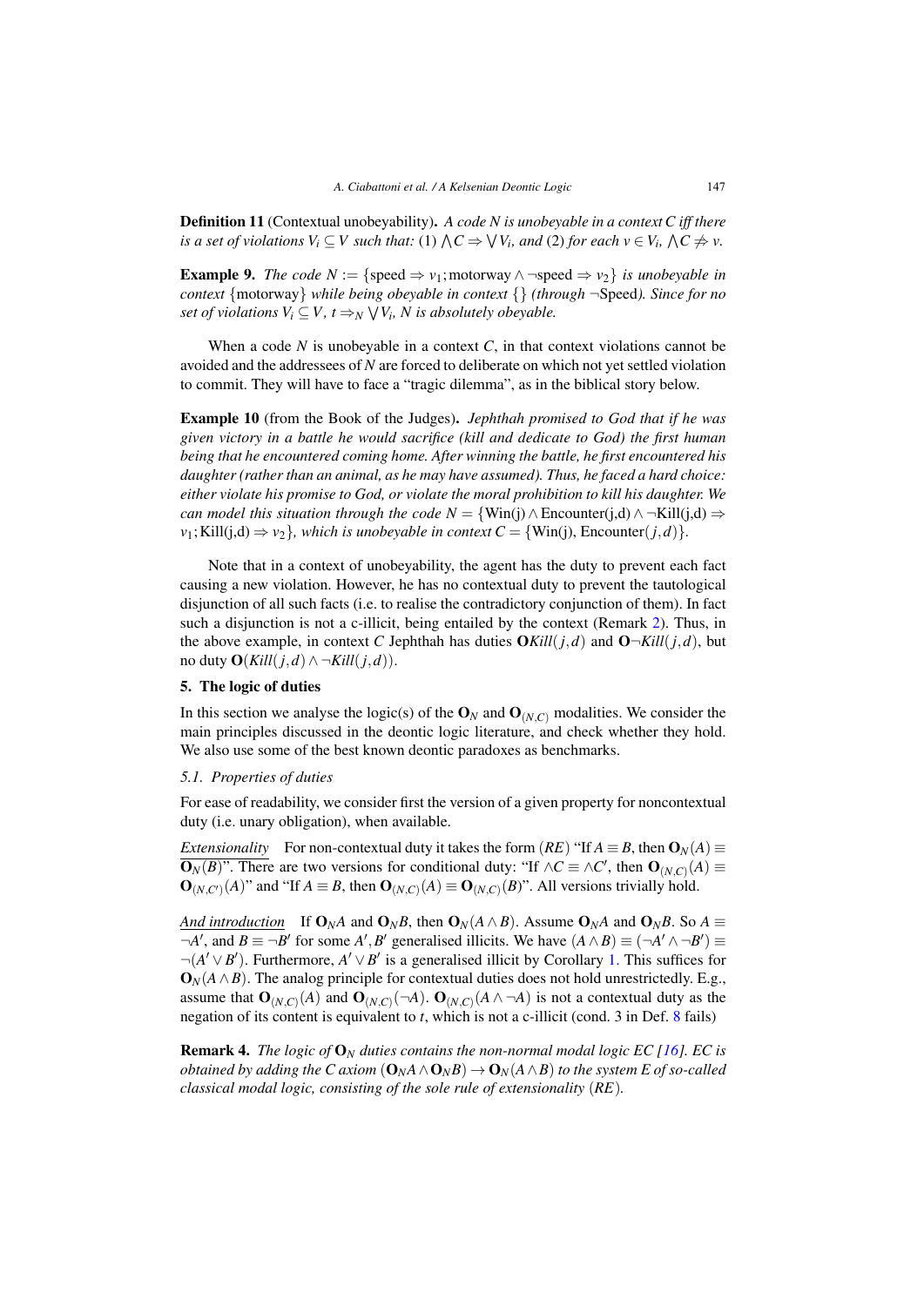**Definition 11** (Contextual unobeyability)**.** *A code $N$ is unobeyable in a context $C$ iff there is a set of violations $V_i \subseteq V$ such that: (1) $\bigwedge C \Rightarrow \bigvee V_i$, and (2) for each $v \in V_i$, $\bigwedge C \not\Rightarrow v$.*

**Example 9.** *The code $N := \{\text{speed} \Rightarrow v_1; \text{motorway} \wedge \neg\text{speed} \Rightarrow v_2\}$ is unobeyable in context $\{\text{motorway}\}$ while being obeyable in context $\{\}$ (through $\neg$Speed). Since for no set of violations $V_i \subseteq V$, $t \Rightarrow_N \bigvee V_i$, $N$ is absolutely obeyable.*

When a code $N$ is unobeyable in a context $C$, in that context violations cannot be avoided and the addressees of $N$ are forced to deliberate on which not yet settled violation to commit. They will have to face a "tragic dilemma", as in the biblical story below.

**Example 10** (from the Book of the Judges)**.** *Jephthah promised to God that if he was given victory in a battle he would sacrifice (kill and dedicate to God) the first human being that he encountered coming home. After winning the battle, he first encountered his daughter (rather than an animal, as he may have assumed). Thus, he faced a hard choice: either violate his promise to God, or violate the moral prohibition to kill his daughter. We can model this situation through the code $N = \{\text{Win(j)} \wedge \text{Encounter(j,d)} \wedge \neg\text{Kill(j,d)} \Rightarrow v_1; \text{Kill(j,d)} \Rightarrow v_2\}$, which is unobeyable in context $C = \{\text{Win(j)}, \text{Encounter}(j,d)\}$.*

Note that in a context of unobeyability, the agent has the duty to prevent each fact causing a new violation. However, he has no contextual duty to prevent the tautological disjunction of all such facts (i.e. to realise the contradictory conjunction of them). In fact such a disjunction is not a c-illicit, being entailed by the context (Remark 2). Thus, in the above example, in context $C$ Jephthah has duties $\mathbf{O}\mathit{Kill}(j,d)$ and $\mathbf{O}\neg\mathit{Kill}(j,d)$, but no duty $\mathbf{O}(\mathit{Kill}(j,d) \wedge \neg\mathit{Kill}(j,d))$.

## 5. The logic of duties

In this section we analyse the logic(s) of the $\mathbf{O}_N$ and $\mathbf{O}_{(N,C)}$ modalities. We consider the main principles discussed in the deontic logic literature, and check whether they hold. We also use some of the best known deontic paradoxes as benchmarks.

### 5.1. Properties of duties

For ease of readability, we consider first the version of a given property for noncontextual duty (i.e. unary obligation), when available.

*Extensionality* For non-contextual duty it takes the form $(RE)$ "If $A \equiv B$, then $\mathbf{O}_N(A) \equiv \mathbf{O}_N(B)$". There are two versions for conditional duty: "If $\wedge C \equiv \wedge C'$, then $\mathbf{O}_{(N,C)}(A) \equiv \mathbf{O}_{(N,C')}(A)$" and "If $A \equiv B$, then $\mathbf{O}_{(N,C)}(A) \equiv \mathbf{O}_{(N,C)}(B)$". All versions trivially hold.

*And introduction* If $\mathbf{O}_N A$ and $\mathbf{O}_N B$, then $\mathbf{O}_N(A \wedge B)$. Assume $\mathbf{O}_N A$ and $\mathbf{O}_N B$. So $A \equiv \neg A'$, and $B \equiv \neg B'$ for some $A', B'$ generalised illicits. We have $(A \wedge B) \equiv (\neg A' \wedge \neg B') \equiv \neg(A' \vee B')$. Furthermore, $A' \vee B'$ is a generalised illicit by Corollary 1. This suffices for $\mathbf{O}_N(A \wedge B)$. The analog principle for contextual duties does not hold unrestrictedly. E.g., assume that $\mathbf{O}_{(N,C)}(A)$ and $\mathbf{O}_{(N,C)}(\neg A)$. $\mathbf{O}_{(N,C)}(A \wedge \neg A)$ is not a contextual duty as the negation of its content is equivalent to $t$, which is not a c-illicit (cond. 3 in Def. 8 fails)

**Remark 4.** *The logic of $\mathbf{O}_N$ duties contains the non-normal modal logic EC [16]. EC is obtained by adding the C axiom $(\mathbf{O}_N A \wedge \mathbf{O}_N B) \rightarrow \mathbf{O}_N(A \wedge B)$ to the system E of so-called classical modal logic, consisting of the sole rule of extensionality $(RE)$.*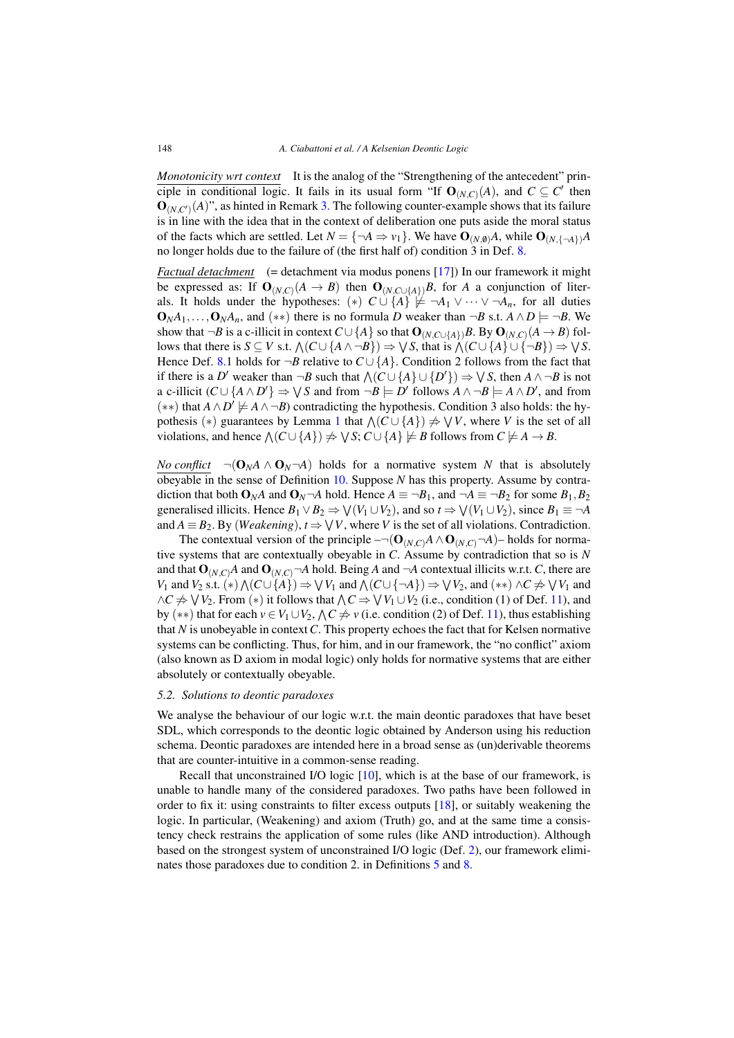<u>*Monotonicity wrt context*</u> It is the analog of the "Strengthening of the antecedent" principle in conditional logic. It fails in its usual form "If $\mathbf{O}_{(N,C)}(A)$, and $C \subseteq C'$ then $\mathbf{O}_{(N,C')}(A)$", as hinted in Remark 3. The following counter-example shows that its failure is in line with the idea that in the context of deliberation one puts aside the moral status of the facts which are settled. Let $N = \{\neg A \Rightarrow v_1\}$. We have $\mathbf{O}_{(N,\emptyset)}A$, while $\mathbf{O}_{(N,\{\neg A\})}A$ no longer holds due to the failure of (the first half of) condition 3 in Def. 8.

<u>*Factual detachment*</u> (= detachment via modus ponens [17]) In our framework it might be expressed as: If $\mathbf{O}_{(N,C)}(A \to B)$ then $\mathbf{O}_{(N,C\cup\{A\})}B$, for $A$ a conjunction of literals. It holds under the hypotheses: $(*)$ $C \cup \{A\} \not\models \neg A_1 \vee \cdots \vee \neg A_n$, for all duties $\mathbf{O}_N A_1, \ldots, \mathbf{O}_N A_n$, and $(**)$ there is no formula $D$ weaker than $\neg B$ s.t. $A \wedge D \models \neg B$. We show that $\neg B$ is a c-illicit in context $C \cup \{A\}$ so that $\mathbf{O}_{(N,C\cup\{A\})}B$. By $\mathbf{O}_{(N,C)}(A \to B)$ follows that there is $S \subseteq V$ s.t. $\bigwedge(C \cup \{A \wedge \neg B\}) \Rightarrow \bigvee S$, that is $\bigwedge(C \cup \{A\} \cup \{\neg B\}) \Rightarrow \bigvee S$. Hence Def. 8.1 holds for $\neg B$ relative to $C \cup \{A\}$. Condition 2 follows from the fact that if there is a $D'$ weaker than $\neg B$ such that $\bigwedge(C \cup \{A\} \cup \{D'\}) \Rightarrow \bigvee S$, then $A \wedge \neg B$ is not a c-illicit ($C \cup \{A \wedge D'\} \Rightarrow \bigvee S$ and from $\neg B \models D'$ follows $A \wedge \neg B \models A \wedge D'$, and from $(**)$ that $A \wedge D' \not\models A \wedge \neg B$) contradicting the hypothesis. Condition 3 also holds: the hypothesis $(*)$ guarantees by Lemma 1 that $\bigwedge(C \cup \{A\}) \not\Rightarrow \bigvee V$, where $V$ is the set of all violations, and hence $\bigwedge(C \cup \{A\}) \not\Rightarrow \bigvee S$; $C \cup \{A\} \not\models B$ follows from $C \not\models A \to B$.

<u>*No conflict*</u> $\neg(\mathbf{O}_N A \wedge \mathbf{O}_N \neg A)$ holds for a normative system $N$ that is absolutely obeyable in the sense of Definition 10. Suppose $N$ has this property. Assume by contradiction that both $\mathbf{O}_N A$ and $\mathbf{O}_N \neg A$ hold. Hence $A \equiv \neg B_1$, and $\neg A \equiv \neg B_2$ for some $B_1, B_2$ generalised illicits. Hence $B_1 \vee B_2 \Rightarrow \bigvee(V_1 \cup V_2)$, and so $t \Rightarrow \bigvee(V_1 \cup V_2)$, since $B_1 \equiv \neg A$ and $A \equiv B_2$. By (*Weakening*), $t \Rightarrow \bigvee V$, where $V$ is the set of all violations. Contradiction.

The contextual version of the principle $-\neg(\mathbf{O}_{(N,C)}A \wedge \mathbf{O}_{(N,C)}\neg A)-$ holds for normative systems that are contextually obeyable in $C$. Assume by contradiction that so is $N$ and that $\mathbf{O}_{(N,C)}A$ and $\mathbf{O}_{(N,C)}\neg A$ hold. Being $A$ and $\neg A$ contextual illicits w.r.t. $C$, there are $V_1$ and $V_2$ s.t. $(*)$ $\bigwedge(C \cup \{A\}) \Rightarrow \bigvee V_1$ and $\bigwedge(C \cup \{\neg A\}) \Rightarrow \bigvee V_2$, and $(**)$ $\wedge C \not\Rightarrow \bigvee V_1$ and $\wedge C \not\Rightarrow \bigvee V_2$. From $(*)$ it follows that $\bigwedge C \Rightarrow \bigvee V_1 \cup V_2$ (i.e., condition (1) of Def. 11), and by $(**)$ that for each $v \in V_1 \cup V_2$, $\bigwedge C \not\Rightarrow v$ (i.e. condition (2) of Def. 11), thus establishing that $N$ is unobeyable in context $C$. This property echoes the fact that for Kelsen normative systems can be conflicting. Thus, for him, and in our framework, the "no conflict" axiom (also known as D axiom in modal logic) only holds for normative systems that are either absolutely or contextually obeyable.

### 5.2. Solutions to deontic paradoxes

We analyse the behaviour of our logic w.r.t. the main deontic paradoxes that have beset SDL, which corresponds to the deontic logic obtained by Anderson using his reduction schema. Deontic paradoxes are intended here in a broad sense as (un)derivable theorems that are counter-intuitive in a common-sense reading.

Recall that unconstrained I/O logic [10], which is at the base of our framework, is unable to handle many of the considered paradoxes. Two paths have been followed in order to fix it: using constraints to filter excess outputs [18], or suitably weakening the logic. In particular, (Weakening) and axiom (Truth) go, and at the same time a consistency check restrains the application of some rules (like AND introduction). Although based on the strongest system of unconstrained I/O logic (Def. 2), our framework eliminates those paradoxes due to condition 2. in Definitions 5 and 8.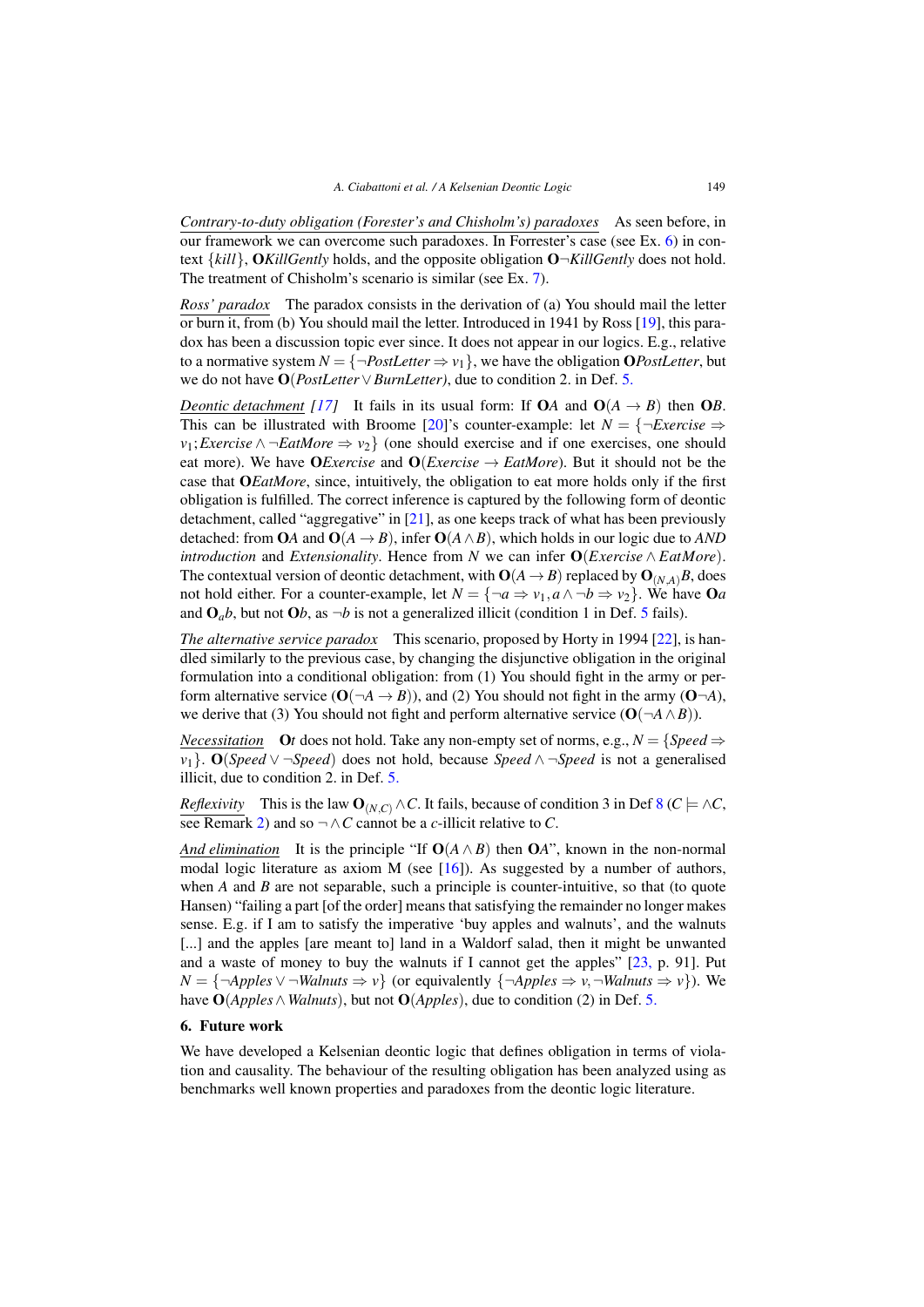*Contrary-to-duty obligation (Forester's and Chisholm's) paradoxes* As seen before, in our framework we can overcome such paradoxes. In Forrester's case (see Ex. 6) in context $\{kill\}$, $\mathbf{O}\mathit{KillGently}$ holds, and the opposite obligation $\mathbf{O}\neg\mathit{KillGently}$ does not hold. The treatment of Chisholm's scenario is similar (see Ex. 7).

*Ross' paradox* The paradox consists in the derivation of (a) You should mail the letter or burn it, from (b) You should mail the letter. Introduced in 1941 by Ross [19], this paradox has been a discussion topic ever since. It does not appear in our logics. E.g., relative to a normative system $N = \{\neg\mathit{PostLetter} \Rightarrow v_1\}$, we have the obligation $\mathbf{O}\mathit{PostLetter}$, but we do not have $\mathbf{O}(\mathit{PostLetter} \vee \mathit{BurnLetter})$, due to condition 2. in Def. 5.

*Deontic detachment [17]* It fails in its usual form: If $\mathbf{O}A$ and $\mathbf{O}(A \to B)$ then $\mathbf{O}B$. This can be illustrated with Broome [20]'s counter-example: let $N = \{\neg\mathit{Exercise} \Rightarrow v_1; \mathit{Exercise} \wedge \neg\mathit{EatMore} \Rightarrow v_2\}$ (one should exercise and if one exercises, one should eat more). We have $\mathbf{O}\mathit{Exercise}$ and $\mathbf{O}(\mathit{Exercise} \to \mathit{EatMore})$. But it should not be the case that $\mathbf{O}\mathit{EatMore}$, since, intuitively, the obligation to eat more holds only if the first obligation is fulfilled. The correct inference is captured by the following form of deontic detachment, called "aggregative" in [21], as one keeps track of what has been previously detached: from $\mathbf{O}A$ and $\mathbf{O}(A \to B)$, infer $\mathbf{O}(A \wedge B)$, which holds in our logic due to *AND introduction* and *Extensionality*. Hence from $N$ we can infer $\mathbf{O}(\mathit{Exercise} \wedge \mathit{EatMore})$. The contextual version of deontic detachment, with $\mathbf{O}(A \to B)$ replaced by $\mathbf{O}_{(N,A)}B$, does not hold either. For a counter-example, let $N = \{\neg a \Rightarrow v_1, a \wedge \neg b \Rightarrow v_2\}$. We have $\mathbf{O}a$ and $\mathbf{O}_a b$, but not $\mathbf{O}b$, as $\neg b$ is not a generalized illicit (condition 1 in Def. 5 fails).

*The alternative service paradox* This scenario, proposed by Horty in 1994 [22], is handled similarly to the previous case, by changing the disjunctive obligation in the original formulation into a conditional obligation: from (1) You should fight in the army or perform alternative service ($\mathbf{O}(\neg A \to B)$), and (2) You should not fight in the army ($\mathbf{O}\neg A$), we derive that (3) You should not fight and perform alternative service ($\mathbf{O}(\neg A \wedge B)$).

*Necessitation* $\mathbf{O}t$ does not hold. Take any non-empty set of norms, e.g., $N = \{\mathit{Speed} \Rightarrow v_1\}$. $\mathbf{O}(\mathit{Speed} \vee \neg\mathit{Speed})$ does not hold, because $\mathit{Speed} \wedge \neg\mathit{Speed}$ is not a generalised illicit, due to condition 2. in Def. 5.

*Reflexivity* This is the law $\mathbf{O}_{(N,C)} \wedge C$. It fails, because of condition 3 in Def 8 ($C \models \wedge C$, see Remark 2) and so $\neg \wedge C$ cannot be a $c$-illicit relative to $C$.

*And elimination* It is the principle "If $\mathbf{O}(A \wedge B)$ then $\mathbf{O}A$", known in the non-normal modal logic literature as axiom M (see [16]). As suggested by a number of authors, when $A$ and $B$ are not separable, such a principle is counter-intuitive, so that (to quote Hansen) "failing a part [of the order] means that satisfying the remainder no longer makes sense. E.g. if I am to satisfy the imperative 'buy apples and walnuts', and the walnuts [...] and the apples [are meant to] land in a Waldorf salad, then it might be unwanted and a waste of money to buy the walnuts if I cannot get the apples" [23, p. 91]. Put $N = \{\neg\mathit{Apples} \vee \neg\mathit{Walnuts} \Rightarrow v\}$ (or equivalently $\{\neg\mathit{Apples} \Rightarrow v, \neg\mathit{Walnuts} \Rightarrow v\}$). We have $\mathbf{O}(\mathit{Apples} \wedge \mathit{Walnuts})$, but not $\mathbf{O}(\mathit{Apples})$, due to condition (2) in Def. 5.

## 6. Future work

We have developed a Kelsenian deontic logic that defines obligation in terms of violation and causality. The behaviour of the resulting obligation has been analyzed using as benchmarks well known properties and paradoxes from the deontic logic literature.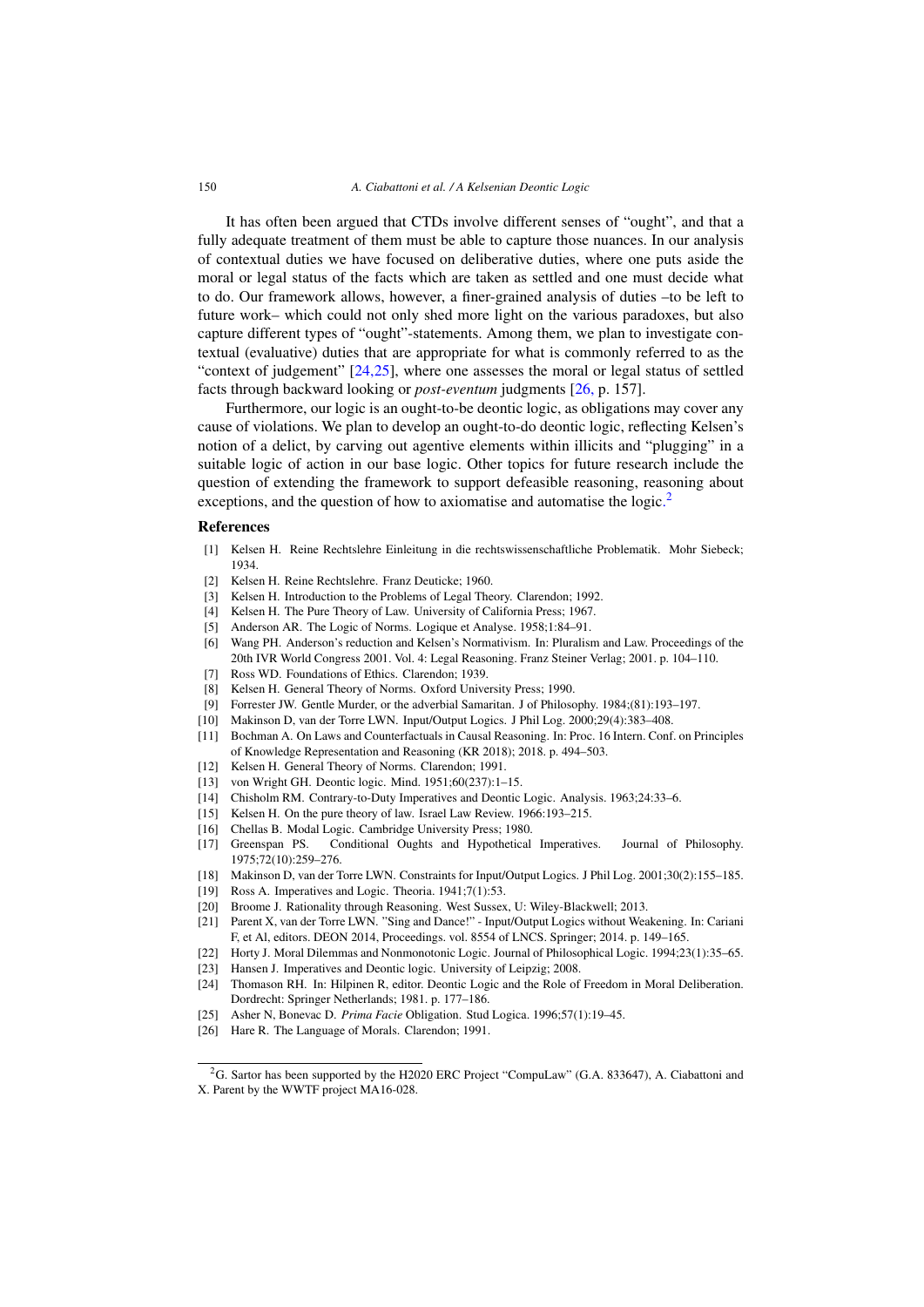It has often been argued that CTDs involve different senses of "ought", and that a fully adequate treatment of them must be able to capture those nuances. In our analysis of contextual duties we have focused on deliberative duties, where one puts aside the moral or legal status of the facts which are taken as settled and one must decide what to do. Our framework allows, however, a finer-grained analysis of duties –to be left to future work– which could not only shed more light on the various paradoxes, but also capture different types of "ought"-statements. Among them, we plan to investigate contextual (evaluative) duties that are appropriate for what is commonly referred to as the "context of judgement" [24,25], where one assesses the moral or legal status of settled facts through backward looking or *post-eventum* judgments [26, p. 157].

Furthermore, our logic is an ought-to-be deontic logic, as obligations may cover any cause of violations. We plan to develop an ought-to-do deontic logic, reflecting Kelsen's notion of a delict, by carving out agentive elements within illicits and "plugging" in a suitable logic of action in our base logic. Other topics for future research include the question of extending the framework to support defeasible reasoning, reasoning about exceptions, and the question of how to axiomatise and automatise the logic.[2]

## References

[1] Kelsen H. Reine Rechtslehre Einleitung in die rechtswissenschaftliche Problematik. Mohr Siebeck; 1934.

[2] Kelsen H. Reine Rechtslehre. Franz Deuticke; 1960.

[3] Kelsen H. Introduction to the Problems of Legal Theory. Clarendon; 1992.

[4] Kelsen H. The Pure Theory of Law. University of California Press; 1967.

[5] Anderson AR. The Logic of Norms. Logique et Analyse. 1958;1:84–91.

[6] Wang PH. Anderson's reduction and Kelsen's Normativism. In: Pluralism and Law. Proceedings of the 20th IVR World Congress 2001. Vol. 4: Legal Reasoning. Franz Steiner Verlag; 2001. p. 104–110.

[7] Ross WD. Foundations of Ethics. Clarendon; 1939.

[8] Kelsen H. General Theory of Norms. Oxford University Press; 1990.

[9] Forrester JW. Gentle Murder, or the adverbial Samaritan. J of Philosophy. 1984;(81):193–197.

[10] Makinson D, van der Torre LWN. Input/Output Logics. J Phil Log. 2000;29(4):383–408.

[11] Bochman A. On Laws and Counterfactuals in Causal Reasoning. In: Proc. 16 Intern. Conf. on Principles of Knowledge Representation and Reasoning (KR 2018); 2018. p. 494–503.

[12] Kelsen H. General Theory of Norms. Clarendon; 1991.

[13] von Wright GH. Deontic logic. Mind. 1951;60(237):1–15.

[14] Chisholm RM. Contrary-to-Duty Imperatives and Deontic Logic. Analysis. 1963;24:33–6.

[15] Kelsen H. On the pure theory of law. Israel Law Review. 1966:193–215.

[16] Chellas B. Modal Logic. Cambridge University Press; 1980.

[17] Greenspan PS. Conditional Oughts and Hypothetical Imperatives. Journal of Philosophy. 1975;72(10):259–276.

[18] Makinson D, van der Torre LWN. Constraints for Input/Output Logics. J Phil Log. 2001;30(2):155–185.

[19] Ross A. Imperatives and Logic. Theoria. 1941;7(1):53.

[20] Broome J. Rationality through Reasoning. West Sussex, U: Wiley-Blackwell; 2013.

[21] Parent X, van der Torre LWN. "Sing and Dance!" - Input/Output Logics without Weakening. In: Cariani F, et Al, editors. DEON 2014, Proceedings. vol. 8554 of LNCS. Springer; 2014. p. 149–165.

[22] Horty J. Moral Dilemmas and Nonmonotonic Logic. Journal of Philosophical Logic. 1994;23(1):35–65.

[23] Hansen J. Imperatives and Deontic logic. University of Leipzig; 2008.

[24] Thomason RH. In: Hilpinen R, editor. Deontic Logic and the Role of Freedom in Moral Deliberation. Dordrecht: Springer Netherlands; 1981. p. 177–186.

[25] Asher N, Bonevac D. *Prima Facie* Obligation. Stud Logica. 1996;57(1):19–45.

[26] Hare R. The Language of Morals. Clarendon; 1991.

---

[2] G. Sartor has been supported by the H2020 ERC Project "CompuLaw" (G.A. 833647), A. Ciabattoni and X. Parent by the WWTF project MA16-028.